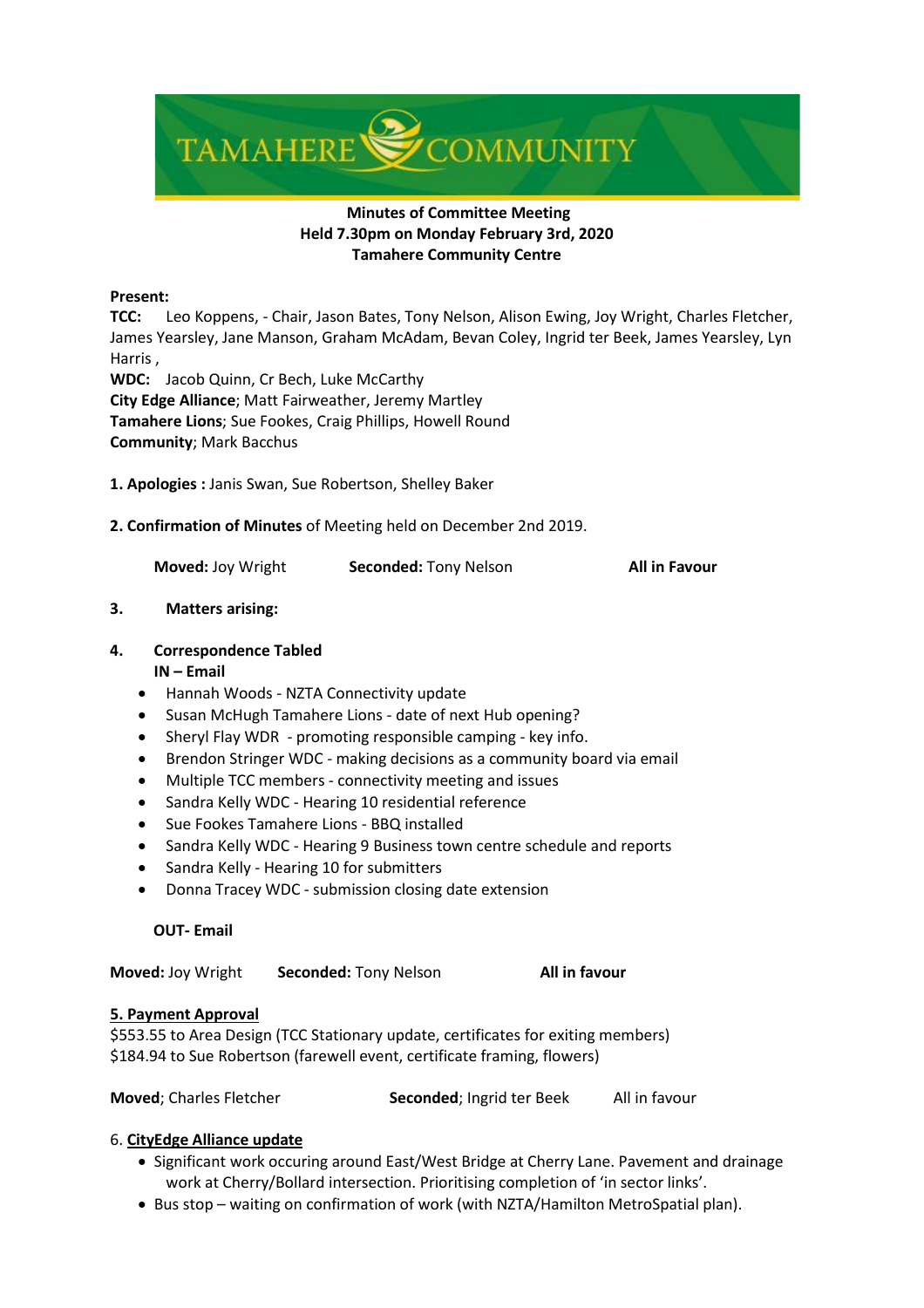# TAMAHERE COMMUNITY

**Minutes of Committee Meeting**
**Held 7.30pm on Monday February 3rd, 2020**
**Tamahere Community Centre**

**Present:**
**TCC:** Leo Koppens, - Chair, Jason Bates, Tony Nelson, Alison Ewing, Joy Wright, Charles Fletcher, James Yearsley, Jane Manson, Graham McAdam, Bevan Coley, Ingrid ter Beek, James Yearsley, Lyn Harris ,
**WDC:** Jacob Quinn, Cr Bech, Luke McCarthy
**City Edge Alliance**; Matt Fairweather, Jeremy Martley
**Tamahere Lions**; Sue Fookes, Craig Phillips, Howell Round
**Community**; Mark Bacchus

**1. Apologies :** Janis Swan, Sue Robertson, Shelley Baker

**2. Confirmation of Minutes** of Meeting held on December 2nd 2019.

**Moved:** Joy Wright **Seconded:** Tony Nelson **All in Favour**

**3. Matters arising:**

**4. Correspondence Tabled**

**IN – Email**

- Hannah Woods - NZTA Connectivity update
- Susan McHugh Tamahere Lions - date of next Hub opening?
- Sheryl Flay WDR - promoting responsible camping - key info.
- Brendon Stringer WDC - making decisions as a community board via email
- Multiple TCC members - connectivity meeting and issues
- Sandra Kelly WDC - Hearing 10 residential reference
- Sue Fookes Tamahere Lions - BBQ installed
- Sandra Kelly WDC - Hearing 9 Business town centre schedule and reports
- Sandra Kelly - Hearing 10 for submitters
- Donna Tracey WDC - submission closing date extension

**OUT- Email**

**Moved:** Joy Wright **Seconded:** Tony Nelson **All in favour**

**5. Payment Approval**

$553.55 to Area Design (TCC Stationary update, certificates for exiting members)
$184.94 to Sue Robertson (farewell event, certificate framing, flowers)

**Moved**; Charles Fletcher **Seconded**; Ingrid ter Beek All in favour

6. **CityEdge Alliance update**

- Significant work occuring around East/West Bridge at Cherry Lane. Pavement and drainage work at Cherry/Bollard intersection. Prioritising completion of 'in sector links'.
- Bus stop – waiting on confirmation of work (with NZTA/Hamilton MetroSpatial plan).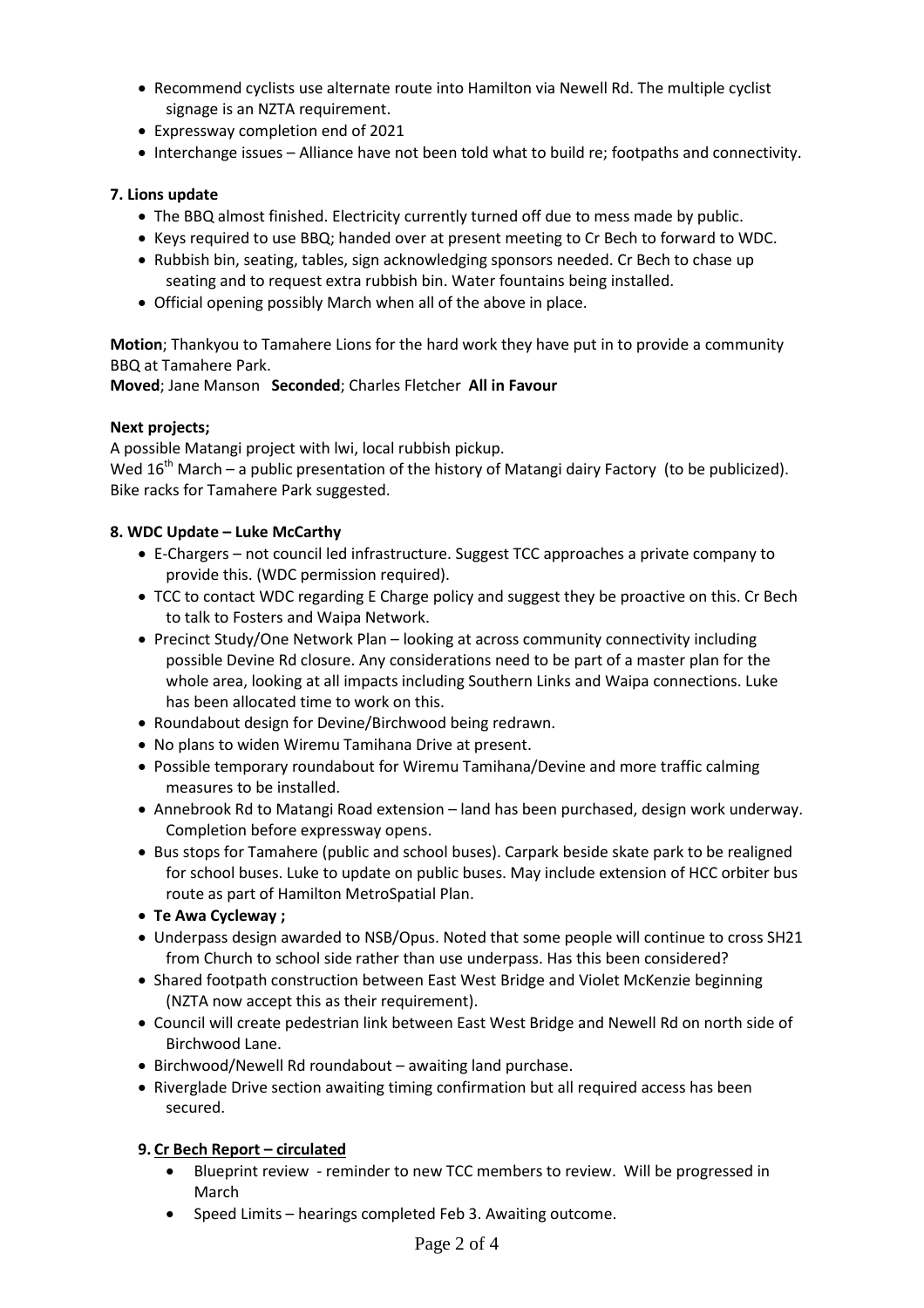- Recommend cyclists use alternate route into Hamilton via Newell Rd. The multiple cyclist signage is an NZTA requirement.
- Expressway completion end of 2021
- Interchange issues – Alliance have not been told what to build re; footpaths and connectivity.

**7. Lions update**

- The BBQ almost finished. Electricity currently turned off due to mess made by public.
- Keys required to use BBQ; handed over at present meeting to Cr Bech to forward to WDC.
- Rubbish bin, seating, tables, sign acknowledging sponsors needed. Cr Bech to chase up seating and to request extra rubbish bin. Water fountains being installed.
- Official opening possibly March when all of the above in place.

**Motion**; Thankyou to Tamahere Lions for the hard work they have put in to provide a community BBQ at Tamahere Park.
**Moved**; Jane Manson **Seconded**; Charles Fletcher **All in Favour**

**Next projects;**

A possible Matangi project with Iwi, local rubbish pickup.
Wed 16th March – a public presentation of the history of Matangi dairy Factory (to be publicized).
Bike racks for Tamahere Park suggested.

**8. WDC Update – Luke McCarthy**

- E-Chargers – not council led infrastructure. Suggest TCC approaches a private company to provide this. (WDC permission required).
- TCC to contact WDC regarding E Charge policy and suggest they be proactive on this. Cr Bech to talk to Fosters and Waipa Network.
- Precinct Study/One Network Plan – looking at across community connectivity including possible Devine Rd closure. Any considerations need to be part of a master plan for the whole area, looking at all impacts including Southern Links and Waipa connections. Luke has been allocated time to work on this.
- Roundabout design for Devine/Birchwood being redrawn.
- No plans to widen Wiremu Tamihana Drive at present.
- Possible temporary roundabout for Wiremu Tamihana/Devine and more traffic calming measures to be installed.
- Annebrook Rd to Matangi Road extension – land has been purchased, design work underway. Completion before expressway opens.
- Bus stops for Tamahere (public and school buses). Carpark beside skate park to be realigned for school buses. Luke to update on public buses. May include extension of HCC orbiter bus route as part of Hamilton MetroSpatial Plan.
- **Te Awa Cycleway ;**
- Underpass design awarded to NSB/Opus. Noted that some people will continue to cross SH21 from Church to school side rather than use underpass. Has this been considered?
- Shared footpath construction between East West Bridge and Violet McKenzie beginning (NZTA now accept this as their requirement).
- Council will create pedestrian link between East West Bridge and Newell Rd on north side of Birchwood Lane.
- Birchwood/Newell Rd roundabout – awaiting land purchase.
- Riverglade Drive section awaiting timing confirmation but all required access has been secured.

**9. <u>Cr Bech Report – circulated</u>**

- Blueprint review - reminder to new TCC members to review. Will be progressed in March
- Speed Limits – hearings completed Feb 3. Awaiting outcome.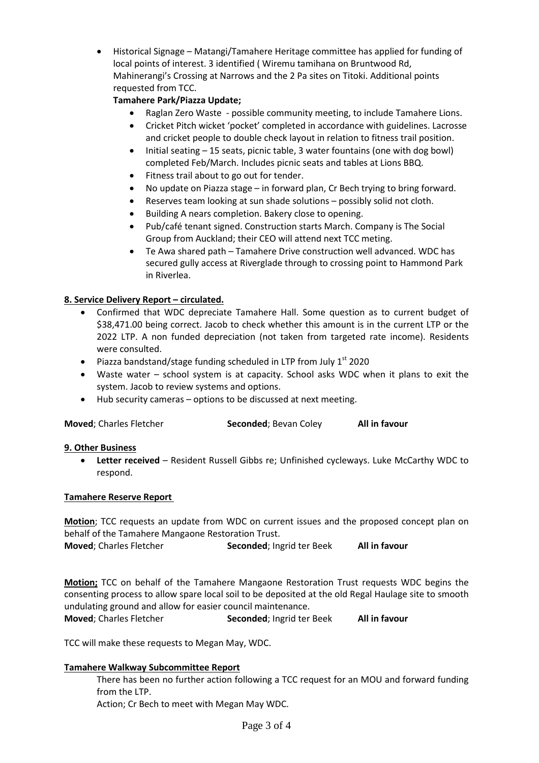- Historical Signage – Matangi/Tamahere Heritage committee has applied for funding of local points of interest. 3 identified ( Wiremu tamihana on Bruntwood Rd, Mahinerangi's Crossing at Narrows and the 2 Pa sites on Titoki. Additional points requested from TCC.

  **Tamahere Park/Piazza Update;**
  - Raglan Zero Waste - possible community meeting, to include Tamahere Lions.
  - Cricket Pitch wicket 'pocket' completed in accordance with guidelines. Lacrosse and cricket people to double check layout in relation to fitness trail position.
  - Initial seating – 15 seats, picnic table, 3 water fountains (one with dog bowl) completed Feb/March. Includes picnic seats and tables at Lions BBQ.
  - Fitness trail about to go out for tender.
  - No update on Piazza stage – in forward plan, Cr Bech trying to bring forward.
  - Reserves team looking at sun shade solutions – possibly solid not cloth.
  - Building A nears completion. Bakery close to opening.
  - Pub/café tenant signed. Construction starts March. Company is The Social Group from Auckland; their CEO will attend next TCC meting.
  - Te Awa shared path – Tamahere Drive construction well advanced. WDC has secured gully access at Riverglade through to crossing point to Hammond Park in Riverlea.

**8. Service Delivery Report – circulated.**

- Confirmed that WDC depreciate Tamahere Hall. Some question as to current budget of $38,471.00 being correct. Jacob to check whether this amount is in the current LTP or the 2022 LTP. A non funded depreciation (not taken from targeted rate income). Residents were consulted.
- Piazza bandstand/stage funding scheduled in LTP from July 1st 2020
- Waste water – school system is at capacity. School asks WDC when it plans to exit the system. Jacob to review systems and options.
- Hub security cameras – options to be discussed at next meeting.

**Moved**; Charles Fletcher **Seconded**; Bevan Coley **All in favour**

**9. Other Business**

- **Letter received** – Resident Russell Gibbs re; Unfinished cycleways. Luke McCarthy WDC to respond.

**Tamahere Reserve Report**

**Motion**; TCC requests an update from WDC on current issues and the proposed concept plan on behalf of the Tamahere Mangaone Restoration Trust.
**Moved**; Charles Fletcher **Seconded**; Ingrid ter Beek **All in favour**

**Motion;** TCC on behalf of the Tamahere Mangaone Restoration Trust requests WDC begins the consenting process to allow spare local soil to be deposited at the old Regal Haulage site to smooth undulating ground and allow for easier council maintenance.
**Moved**; Charles Fletcher **Seconded**; Ingrid ter Beek **All in favour**

TCC will make these requests to Megan May, WDC.

**Tamahere Walkway Subcommittee Report**

There has been no further action following a TCC request for an MOU and forward funding from the LTP.
Action; Cr Bech to meet with Megan May WDC.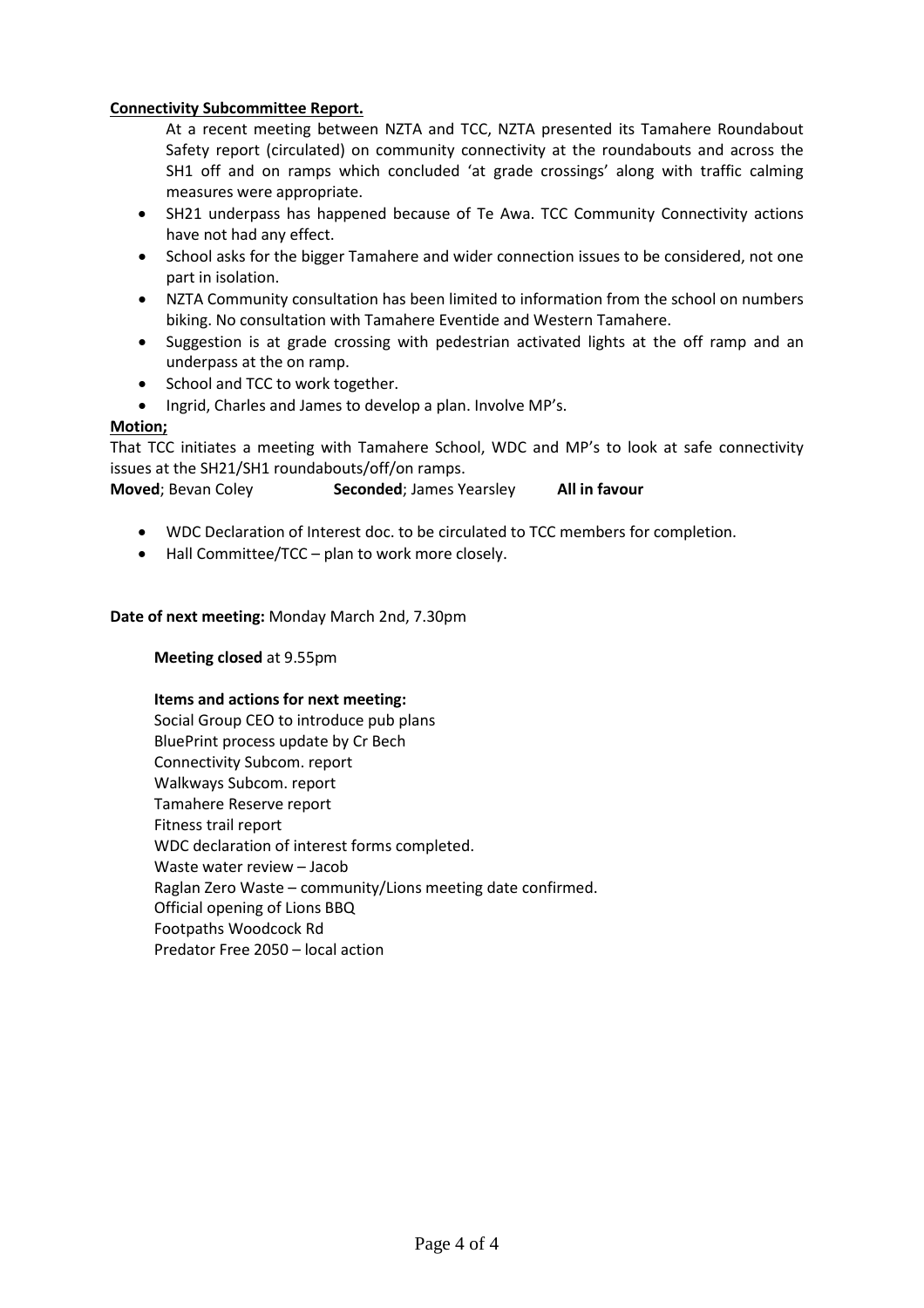**Connectivity Subcommittee Report.**

At a recent meeting between NZTA and TCC, NZTA presented its Tamahere Roundabout Safety report (circulated) on community connectivity at the roundabouts and across the SH1 off and on ramps which concluded 'at grade crossings' along with traffic calming measures were appropriate.

- SH21 underpass has happened because of Te Awa. TCC Community Connectivity actions have not had any effect.
- School asks for the bigger Tamahere and wider connection issues to be considered, not one part in isolation.
- NZTA Community consultation has been limited to information from the school on numbers biking. No consultation with Tamahere Eventide and Western Tamahere.
- Suggestion is at grade crossing with pedestrian activated lights at the off ramp and an underpass at the on ramp.
- School and TCC to work together.
- Ingrid, Charles and James to develop a plan. Involve MP's.

**Motion;**

That TCC initiates a meeting with Tamahere School, WDC and MP's to look at safe connectivity issues at the SH21/SH1 roundabouts/off/on ramps.

**Moved**; Bevan Coley **Seconded**; James Yearsley **All in favour**

- WDC Declaration of Interest doc. to be circulated to TCC members for completion.
- Hall Committee/TCC – plan to work more closely.

**Date of next meeting:** Monday March 2nd, 7.30pm

**Meeting closed** at 9.55pm

**Items and actions for next meeting:**

Social Group CEO to introduce pub plans
BluePrint process update by Cr Bech
Connectivity Subcom. report
Walkways Subcom. report
Tamahere Reserve report
Fitness trail report
WDC declaration of interest forms completed.
Waste water review – Jacob
Raglan Zero Waste – community/Lions meeting date confirmed.
Official opening of Lions BBQ
Footpaths Woodcock Rd
Predator Free 2050 – local action